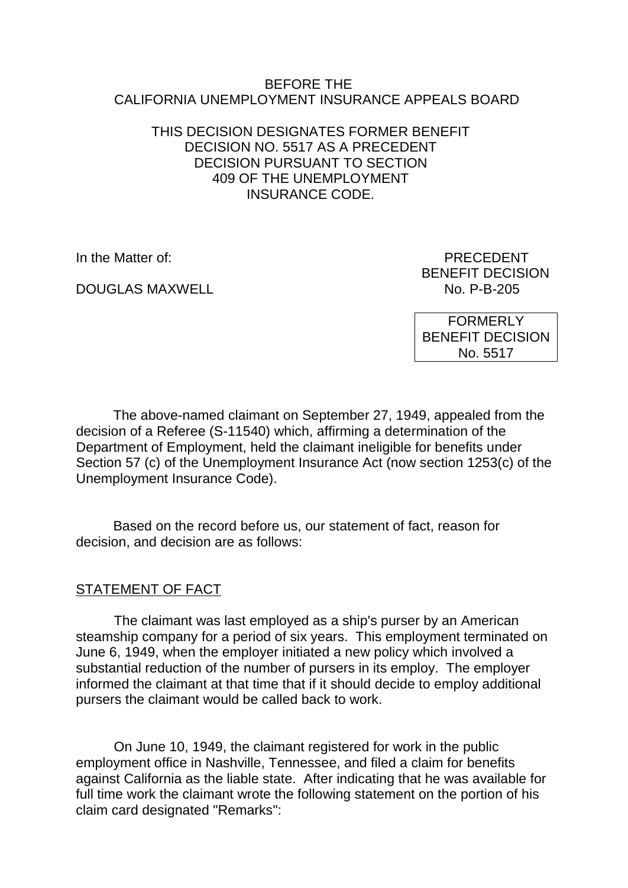BEFORE THE
CALIFORNIA UNEMPLOYMENT INSURANCE APPEALS BOARD

THIS DECISION DESIGNATES FORMER BENEFIT DECISION NO. 5517 AS A PRECEDENT DECISION PURSUANT TO SECTION 409 OF THE UNEMPLOYMENT INSURANCE CODE.

In the Matter of:

DOUGLAS MAXWELL

PRECEDENT BENEFIT DECISION
No. P-B-205

FORMERLY BENEFIT DECISION
No. 5517

The above-named claimant on September 27, 1949, appealed from the decision of a Referee (S-11540) which, affirming a determination of the Department of Employment, held the claimant ineligible for benefits under Section 57 (c) of the Unemployment Insurance Act (now section 1253(c) of the Unemployment Insurance Code).

Based on the record before us, our statement of fact, reason for decision, and decision are as follows:

## STATEMENT OF FACT

The claimant was last employed as a ship's purser by an American steamship company for a period of six years. This employment terminated on June 6, 1949, when the employer initiated a new policy which involved a substantial reduction of the number of pursers in its employ. The employer informed the claimant at that time that if it should decide to employ additional pursers the claimant would be called back to work.

On June 10, 1949, the claimant registered for work in the public employment office in Nashville, Tennessee, and filed a claim for benefits against California as the liable state. After indicating that he was available for full time work the claimant wrote the following statement on the portion of his claim card designated "Remarks":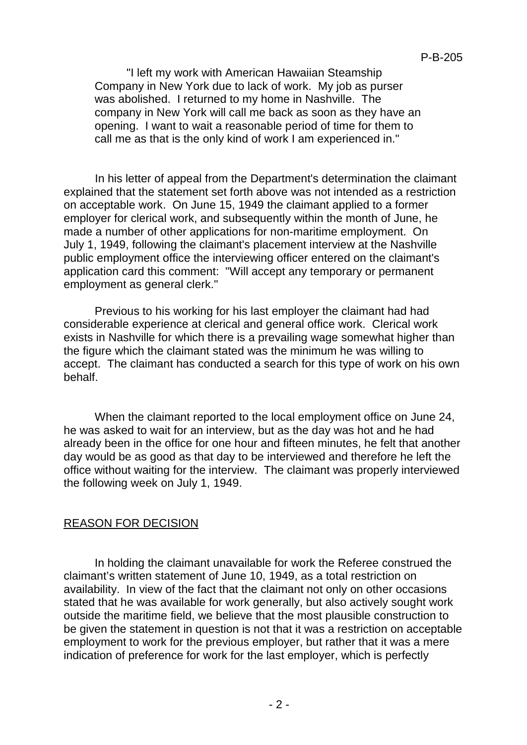"I left my work with American Hawaiian Steamship Company in New York due to lack of work. My job as purser was abolished. I returned to my home in Nashville. The company in New York will call me back as soon as they have an opening. I want to wait a reasonable period of time for them to call me as that is the only kind of work I am experienced in."

In his letter of appeal from the Department's determination the claimant explained that the statement set forth above was not intended as a restriction on acceptable work. On June 15, 1949 the claimant applied to a former employer for clerical work, and subsequently within the month of June, he made a number of other applications for non-maritime employment. On July 1, 1949, following the claimant's placement interview at the Nashville public employment office the interviewing officer entered on the claimant's application card this comment: "Will accept any temporary or permanent employment as general clerk."

Previous to his working for his last employer the claimant had had considerable experience at clerical and general office work. Clerical work exists in Nashville for which there is a prevailing wage somewhat higher than the figure which the claimant stated was the minimum he was willing to accept. The claimant has conducted a search for this type of work on his own behalf.

When the claimant reported to the local employment office on June 24, he was asked to wait for an interview, but as the day was hot and he had already been in the office for one hour and fifteen minutes, he felt that another day would be as good as that day to be interviewed and therefore he left the office without waiting for the interview. The claimant was properly interviewed the following week on July 1, 1949.

## REASON FOR DECISION

In holding the claimant unavailable for work the Referee construed the claimant's written statement of June 10, 1949, as a total restriction on availability. In view of the fact that the claimant not only on other occasions stated that he was available for work generally, but also actively sought work outside the maritime field, we believe that the most plausible construction to be given the statement in question is not that it was a restriction on acceptable employment to work for the previous employer, but rather that it was a mere indication of preference for work for the last employer, which is perfectly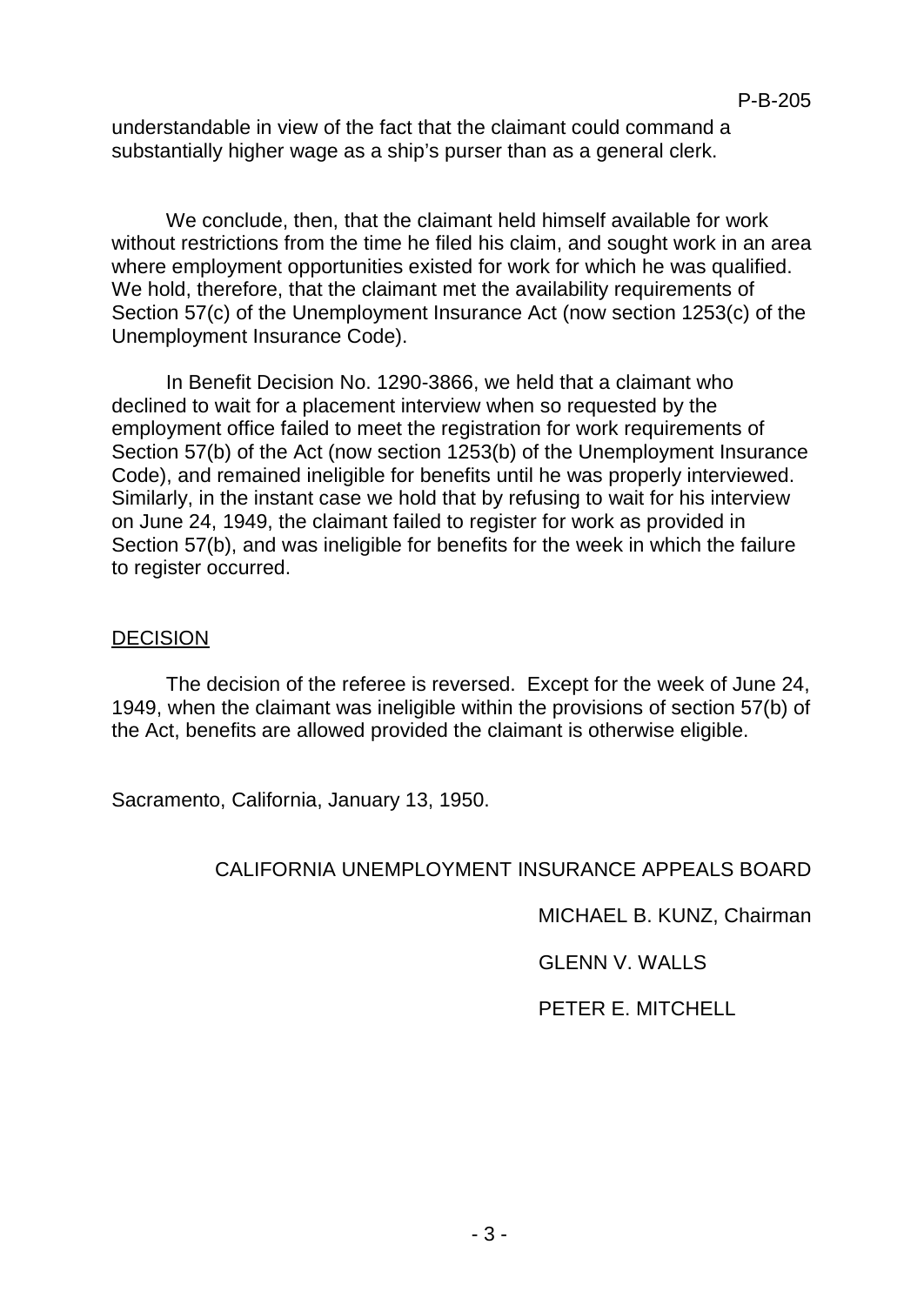understandable in view of the fact that the claimant could command a substantially higher wage as a ship's purser than as a general clerk.

We conclude, then, that the claimant held himself available for work without restrictions from the time he filed his claim, and sought work in an area where employment opportunities existed for work for which he was qualified. We hold, therefore, that the claimant met the availability requirements of Section 57(c) of the Unemployment Insurance Act (now section 1253(c) of the Unemployment Insurance Code).

In Benefit Decision No. 1290-3866, we held that a claimant who declined to wait for a placement interview when so requested by the employment office failed to meet the registration for work requirements of Section 57(b) of the Act (now section 1253(b) of the Unemployment Insurance Code), and remained ineligible for benefits until he was properly interviewed. Similarly, in the instant case we hold that by refusing to wait for his interview on June 24, 1949, the claimant failed to register for work as provided in Section 57(b), and was ineligible for benefits for the week in which the failure to register occurred.

## DECISION

The decision of the referee is reversed. Except for the week of June 24, 1949, when the claimant was ineligible within the provisions of section 57(b) of the Act, benefits are allowed provided the claimant is otherwise eligible.

Sacramento, California, January 13, 1950.

CALIFORNIA UNEMPLOYMENT INSURANCE APPEALS BOARD

MICHAEL B. KUNZ, Chairman

GLENN V. WALLS

PETER E. MITCHELL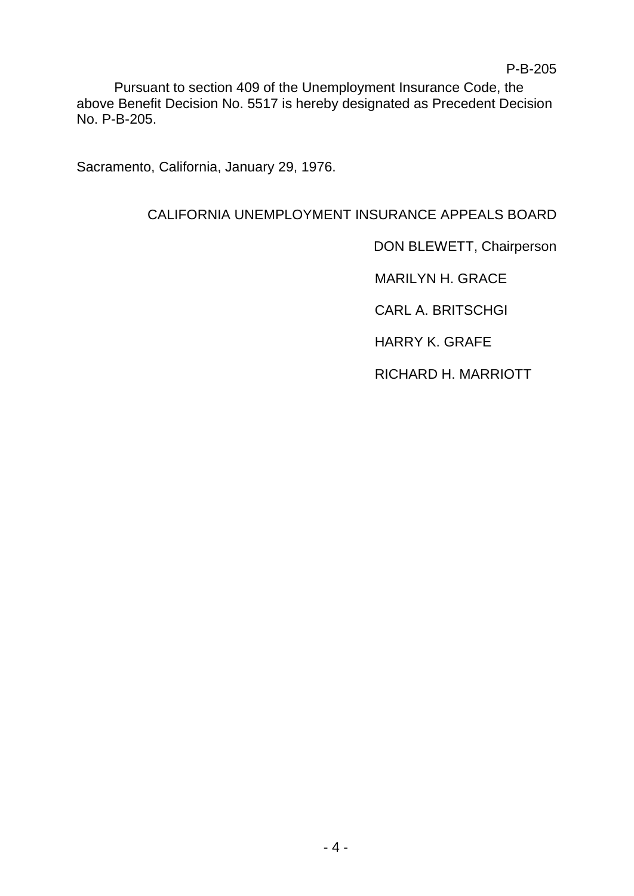Pursuant to section 409 of the Unemployment Insurance Code, the above Benefit Decision No. 5517 is hereby designated as Precedent Decision No. P-B-205.

Sacramento, California, January 29, 1976.

CALIFORNIA UNEMPLOYMENT INSURANCE APPEALS BOARD

DON BLEWETT, Chairperson

MARILYN H. GRACE

CARL A. BRITSCHGI

HARRY K. GRAFE

RICHARD H. MARRIOTT